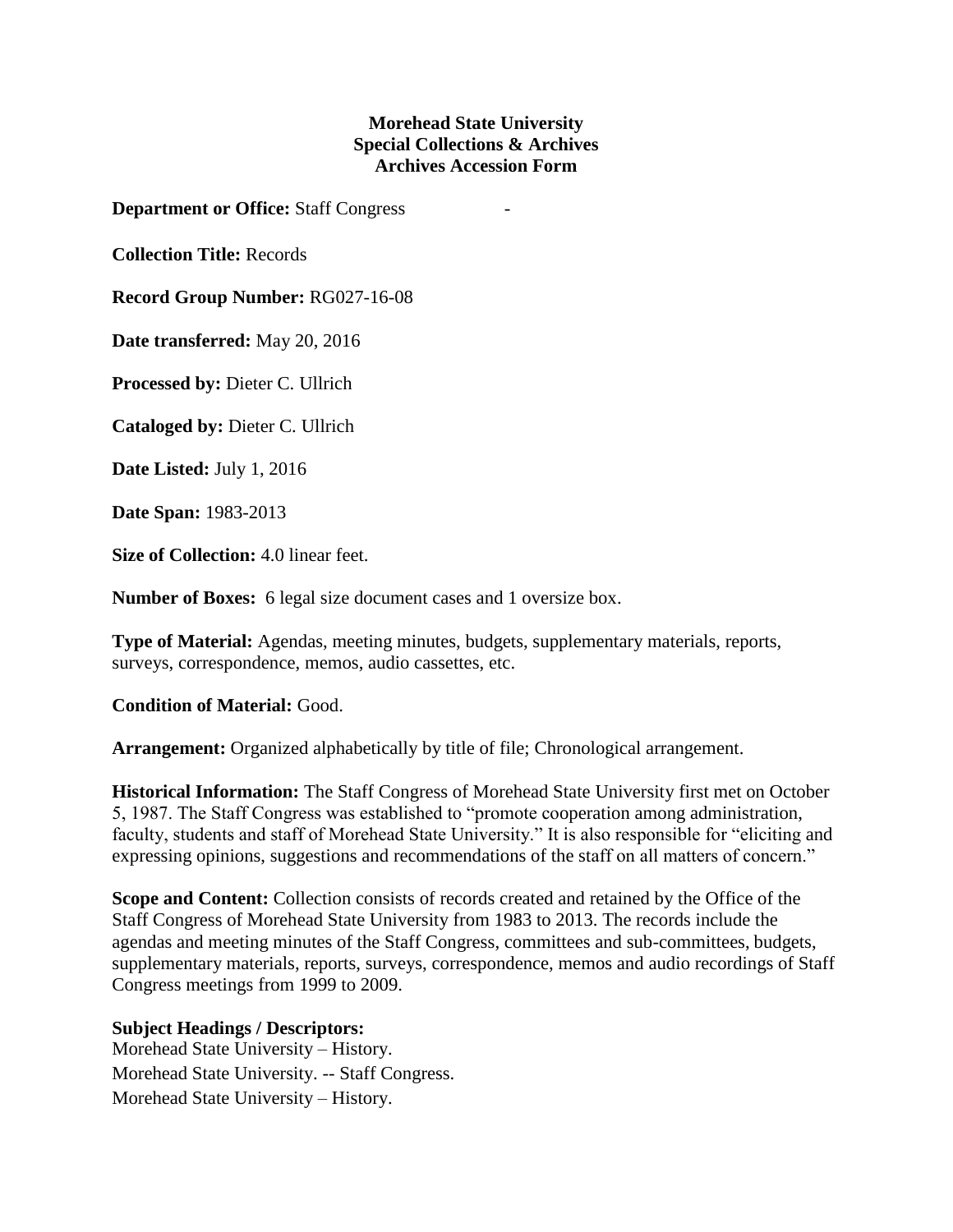**Morehead State University**
**Special Collections & Archives**
**Archives Accession Form**

**Department or Office:** Staff Congress -

**Collection Title:** Records

**Record Group Number:** RG027-16-08

**Date transferred:** May 20, 2016

**Processed by:** Dieter C. Ullrich

**Cataloged by:** Dieter C. Ullrich

**Date Listed:** July 1, 2016

**Date Span:** 1983-2013

**Size of Collection:** 4.0 linear feet.

**Number of Boxes:** 6 legal size document cases and 1 oversize box.

**Type of Material:** Agendas, meeting minutes, budgets, supplementary materials, reports, surveys, correspondence, memos, audio cassettes, etc.

**Condition of Material:** Good.

**Arrangement:** Organized alphabetically by title of file; Chronological arrangement.

**Historical Information:** The Staff Congress of Morehead State University first met on October 5, 1987. The Staff Congress was established to "promote cooperation among administration, faculty, students and staff of Morehead State University." It is also responsible for "eliciting and expressing opinions, suggestions and recommendations of the staff on all matters of concern."

**Scope and Content:** Collection consists of records created and retained by the Office of the Staff Congress of Morehead State University from 1983 to 2013. The records include the agendas and meeting minutes of the Staff Congress, committees and sub-committees, budgets, supplementary materials, reports, surveys, correspondence, memos and audio recordings of Staff Congress meetings from 1999 to 2009.

**Subject Headings / Descriptors:**
Morehead State University – History.
Morehead State University. -- Staff Congress.
Morehead State University – History.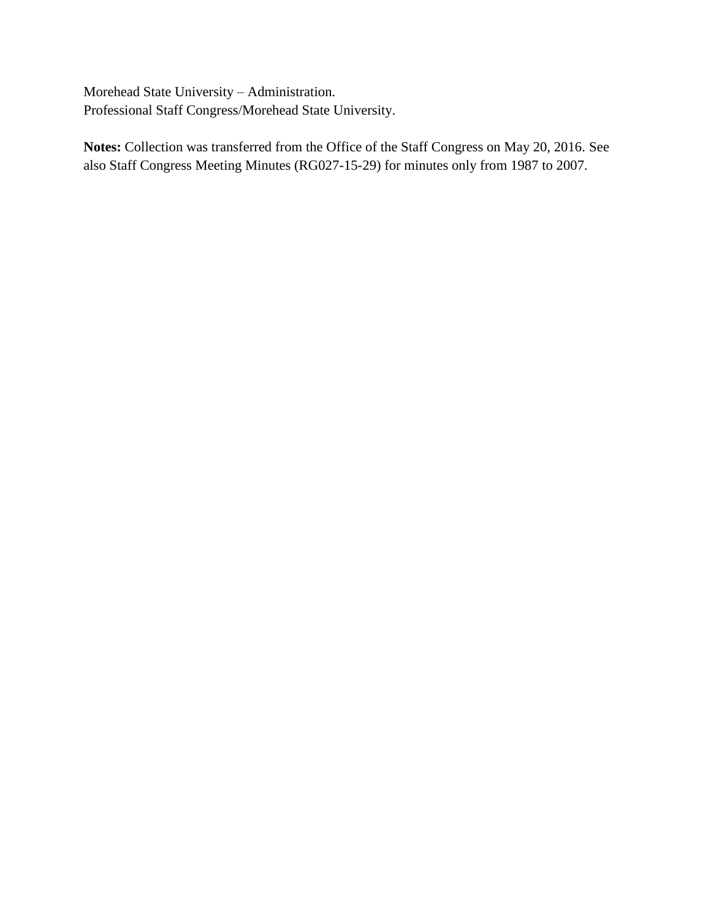Morehead State University – Administration.
Professional Staff Congress/Morehead State University.

**Notes:** Collection was transferred from the Office of the Staff Congress on May 20, 2016. See also Staff Congress Meeting Minutes (RG027-15-29) for minutes only from 1987 to 2007.